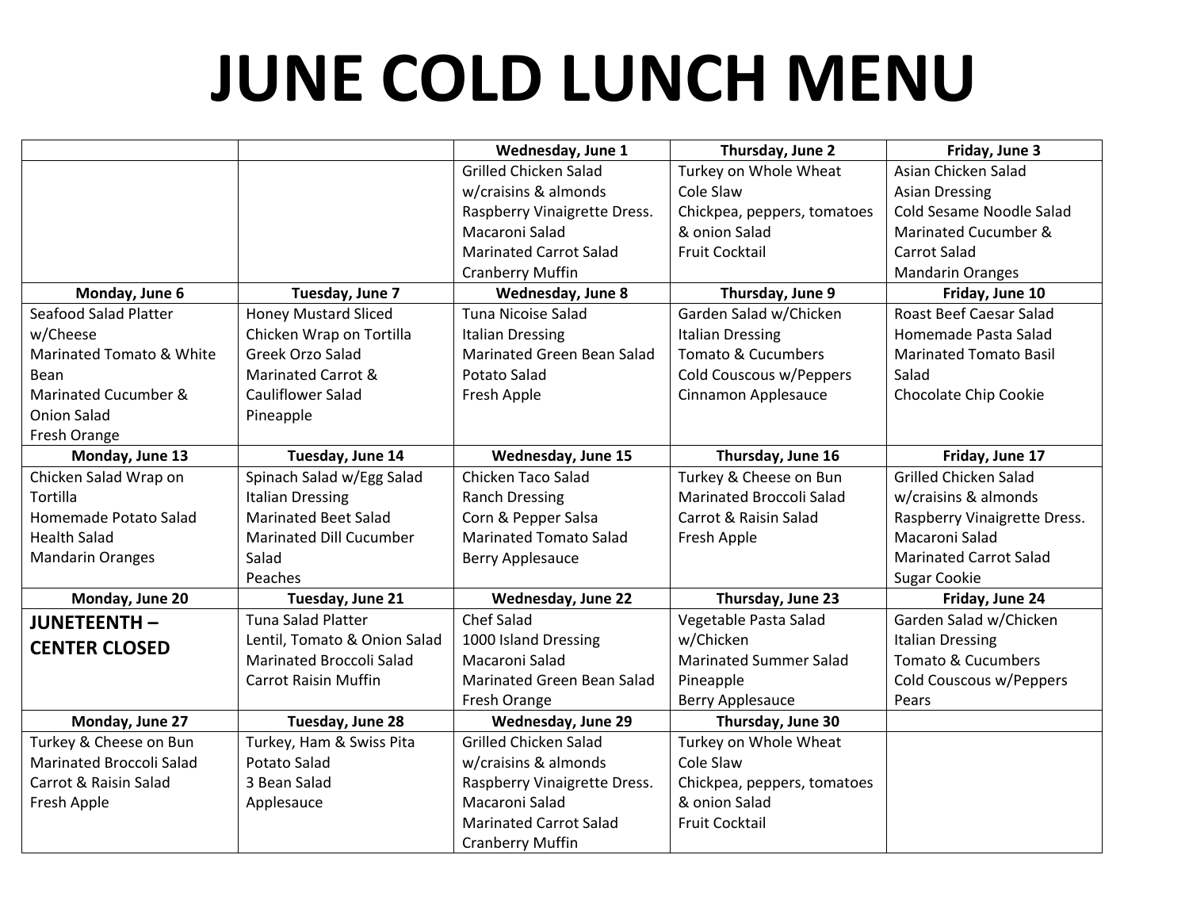# JUNE COLD LUNCH MENU

| | | Wednesday, June 1 | Thursday, June 2 | Friday, June 3 |
|---|---|---|---|---|
| | | Grilled Chicken Salad w/craisins & almonds<br>Raspberry Vinaigrette Dress.<br>Macaroni Salad<br>Marinated Carrot Salad<br>Cranberry Muffin | Turkey on Whole Wheat<br>Cole Slaw<br>Chickpea, peppers, tomatoes & onion Salad<br>Fruit Cocktail | Asian Chicken Salad<br>Asian Dressing<br>Cold Sesame Noodle Salad<br>Marinated Cucumber & Carrot Salad<br>Mandarin Oranges |
| **Monday, June 6** | **Tuesday, June 7** | **Wednesday, June 8** | **Thursday, June 9** | **Friday, June 10** |
| Seafood Salad Platter w/Cheese<br>Marinated Tomato & White Bean<br>Marinated Cucumber & Onion Salad<br>Fresh Orange | Honey Mustard Sliced Chicken Wrap on Tortilla<br>Greek Orzo Salad<br>Marinated Carrot & Cauliflower Salad<br>Pineapple | Tuna Nicoise Salad<br>Italian Dressing<br>Marinated Green Bean Salad<br>Potato Salad<br>Fresh Apple | Garden Salad w/Chicken<br>Italian Dressing<br>Tomato & Cucumbers<br>Cold Couscous w/Peppers<br>Cinnamon Applesauce | Roast Beef Caesar Salad<br>Homemade Pasta Salad<br>Marinated Tomato Basil Salad<br>Chocolate Chip Cookie |
| **Monday, June 13** | **Tuesday, June 14** | **Wednesday, June 15** | **Thursday, June 16** | **Friday, June 17** |
| Chicken Salad Wrap on Tortilla<br>Homemade Potato Salad<br>Health Salad<br>Mandarin Oranges | Spinach Salad w/Egg Salad<br>Italian Dressing<br>Marinated Beet Salad<br>Marinated Dill Cucumber Salad<br>Peaches | Chicken Taco Salad<br>Ranch Dressing<br>Corn & Pepper Salsa<br>Marinated Tomato Salad<br>Berry Applesauce | Turkey & Cheese on Bun<br>Marinated Broccoli Salad<br>Carrot & Raisin Salad<br>Fresh Apple | Grilled Chicken Salad w/craisins & almonds<br>Raspberry Vinaigrette Dress.<br>Macaroni Salad<br>Marinated Carrot Salad<br>Sugar Cookie |
| **Monday, June 20** | **Tuesday, June 21** | **Wednesday, June 22** | **Thursday, June 23** | **Friday, June 24** |
| **JUNETEENTH – CENTER CLOSED** | Tuna Salad Platter<br>Lentil, Tomato & Onion Salad<br>Marinated Broccoli Salad<br>Carrot Raisin Muffin | Chef Salad<br>1000 Island Dressing<br>Macaroni Salad<br>Marinated Green Bean Salad<br>Fresh Orange | Vegetable Pasta Salad w/Chicken<br>Marinated Summer Salad<br>Pineapple<br>Berry Applesauce | Garden Salad w/Chicken<br>Italian Dressing<br>Tomato & Cucumbers<br>Cold Couscous w/Peppers<br>Pears |
| **Monday, June 27** | **Tuesday, June 28** | **Wednesday, June 29** | **Thursday, June 30** | |
| Turkey & Cheese on Bun<br>Marinated Broccoli Salad<br>Carrot & Raisin Salad<br>Fresh Apple | Turkey, Ham & Swiss Pita<br>Potato Salad<br>3 Bean Salad<br>Applesauce | Grilled Chicken Salad w/craisins & almonds<br>Raspberry Vinaigrette Dress.<br>Macaroni Salad<br>Marinated Carrot Salad<br>Cranberry Muffin | Turkey on Whole Wheat<br>Cole Slaw<br>Chickpea, peppers, tomatoes & onion Salad<br>Fruit Cocktail | |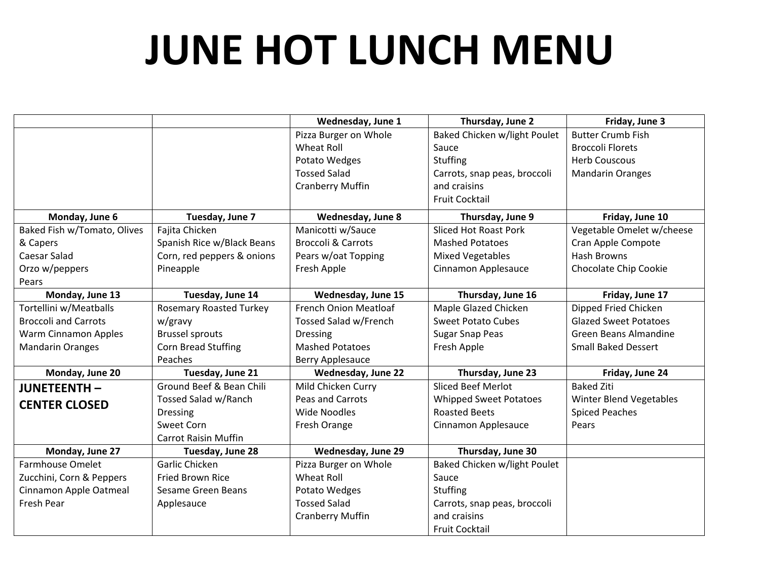# JUNE HOT LUNCH MENU

| | | Wednesday, June 1 | Thursday, June 2 | Friday, June 3 |
|---|---|---|---|---|
| | | Pizza Burger on Whole Wheat Roll<br>Potato Wedges<br>Tossed Salad<br>Cranberry Muffin | Baked Chicken w/light Poulet Sauce<br>Stuffing<br>Carrots, snap peas, broccoli and craisins<br>Fruit Cocktail | Butter Crumb Fish<br>Broccoli Florets<br>Herb Couscous<br>Mandarin Oranges |
| **Monday, June 6** | **Tuesday, June 7** | **Wednesday, June 8** | **Thursday, June 9** | **Friday, June 10** |
| Baked Fish w/Tomato, Olives & Capers<br>Caesar Salad<br>Orzo w/peppers<br>Pears | Fajita Chicken<br>Spanish Rice w/Black Beans<br>Corn, red peppers & onions<br>Pineapple | Manicotti w/Sauce<br>Broccoli & Carrots<br>Pears w/oat Topping<br>Fresh Apple | Sliced Hot Roast Pork<br>Mashed Potatoes<br>Mixed Vegetables<br>Cinnamon Applesauce | Vegetable Omelet w/cheese<br>Cran Apple Compote<br>Hash Browns<br>Chocolate Chip Cookie |
| **Monday, June 13** | **Tuesday, June 14** | **Wednesday, June 15** | **Thursday, June 16** | **Friday, June 17** |
| Tortellini w/Meatballs<br>Broccoli and Carrots<br>Warm Cinnamon Apples<br>Mandarin Oranges | Rosemary Roasted Turkey w/gravy<br>Brussel sprouts<br>Corn Bread Stuffing<br>Peaches | French Onion Meatloaf<br>Tossed Salad w/French Dressing<br>Mashed Potatoes<br>Berry Applesauce | Maple Glazed Chicken<br>Sweet Potato Cubes<br>Sugar Snap Peas<br>Fresh Apple | Dipped Fried Chicken<br>Glazed Sweet Potatoes<br>Green Beans Almandine<br>Small Baked Dessert |
| **Monday, June 20** | **Tuesday, June 21** | **Wednesday, June 22** | **Thursday, June 23** | **Friday, June 24** |
| **JUNETEENTH – CENTER CLOSED** | Ground Beef & Bean Chili<br>Tossed Salad w/Ranch Dressing<br>Sweet Corn<br>Carrot Raisin Muffin | Mild Chicken Curry<br>Peas and Carrots<br>Wide Noodles<br>Fresh Orange | Sliced Beef Merlot<br>Whipped Sweet Potatoes<br>Roasted Beets<br>Cinnamon Applesauce | Baked Ziti<br>Winter Blend Vegetables<br>Spiced Peaches<br>Pears |
| **Monday, June 27** | **Tuesday, June 28** | **Wednesday, June 29** | **Thursday, June 30** | |
| Farmhouse Omelet<br>Zucchini, Corn & Peppers<br>Cinnamon Apple Oatmeal<br>Fresh Pear | Garlic Chicken<br>Fried Brown Rice<br>Sesame Green Beans<br>Applesauce | Pizza Burger on Whole Wheat Roll<br>Potato Wedges<br>Tossed Salad<br>Cranberry Muffin | Baked Chicken w/light Poulet Sauce<br>Stuffing<br>Carrots, snap peas, broccoli and craisins<br>Fruit Cocktail | |